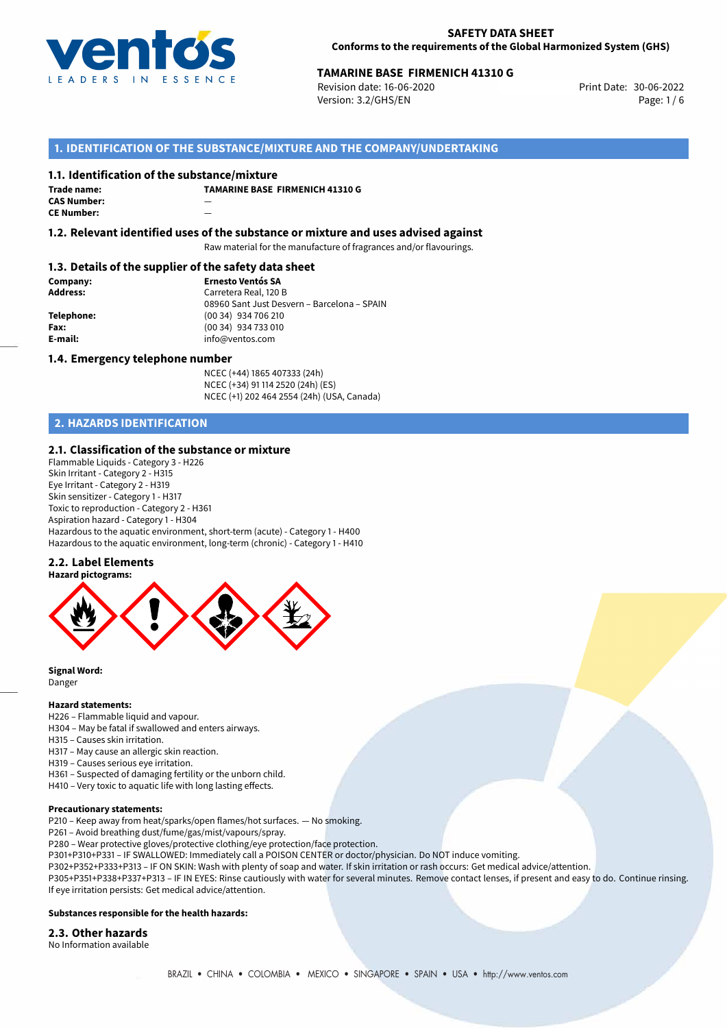**SAFETY DATA SHEET**
**Conforms to the requirements of the Global Harmonized System (GHS)**

**TAMARINE BASE FIRMENICH 41310 G**
Revision date: 16-06-2020
Version: 3.2/GHS/EN
Print Date: 30-06-2022

## 1. IDENTIFICATION OF THE SUBSTANCE/MIXTURE AND THE COMPANY/UNDERTAKING

### 1.1. Identification of the substance/mixture

**Trade name:** TAMARINE BASE FIRMENICH 41310 G
**CAS Number:** —
**CE Number:** —

### 1.2. Relevant identified uses of the substance or mixture and uses advised against

Raw material for the manufacture of fragrances and/or flavourings.

### 1.3. Details of the supplier of the safety data sheet

**Company:** Ernesto Ventós SA
**Address:** Carretera Real, 120 B
08960 Sant Just Desvern – Barcelona – SPAIN
**Telephone:** (00 34) 934 706 210
**Fax:** (00 34) 934 733 010
**E-mail:** info@ventos.com

### 1.4. Emergency telephone number

NCEC (+44) 1865 407333 (24h)
NCEC (+34) 91 114 2520 (24h) (ES)
NCEC (+1) 202 464 2554 (24h) (USA, Canada)

## 2. HAZARDS IDENTIFICATION

### 2.1. Classification of the substance or mixture

Flammable Liquids - Category 3 - H226
Skin Irritant - Category 2 - H315
Eye Irritant - Category 2 - H319
Skin sensitizer - Category 1 - H317
Toxic to reproduction - Category 2 - H361
Aspiration hazard - Category 1 - H304
Hazardous to the aquatic environment, short-term (acute) - Category 1 - H400
Hazardous to the aquatic environment, long-term (chronic) - Category 1 - H410

### 2.2. Label Elements

**Hazard pictograms:**

**Signal Word:**
Danger

**Hazard statements:**

H226 – Flammable liquid and vapour.
H304 – May be fatal if swallowed and enters airways.
H315 – Causes skin irritation.
H317 – May cause an allergic skin reaction.
H319 – Causes serious eye irritation.
H361 – Suspected of damaging fertility or the unborn child.
H410 – Very toxic to aquatic life with long lasting effects.

**Precautionary statements:**

P210 – Keep away from heat/sparks/open flames/hot surfaces. — No smoking.
P261 – Avoid breathing dust/fume/gas/mist/vapours/spray.
P280 – Wear protective gloves/protective clothing/eye protection/face protection.
P301+P310+P331 – IF SWALLOWED: Immediately call a POISON CENTER or doctor/physician. Do NOT induce vomiting.
P302+P352+P333+P313 – IF ON SKIN: Wash with plenty of soap and water. If skin irritation or rash occurs: Get medical advice/attention.
P305+P351+P338+P337+P313 – IF IN EYES: Rinse cautiously with water for several minutes. Remove contact lenses, if present and easy to do. Continue rinsing. If eye irritation persists: Get medical advice/attention.

**Substances responsible for the health hazards:**

### 2.3. Other hazards

No Information available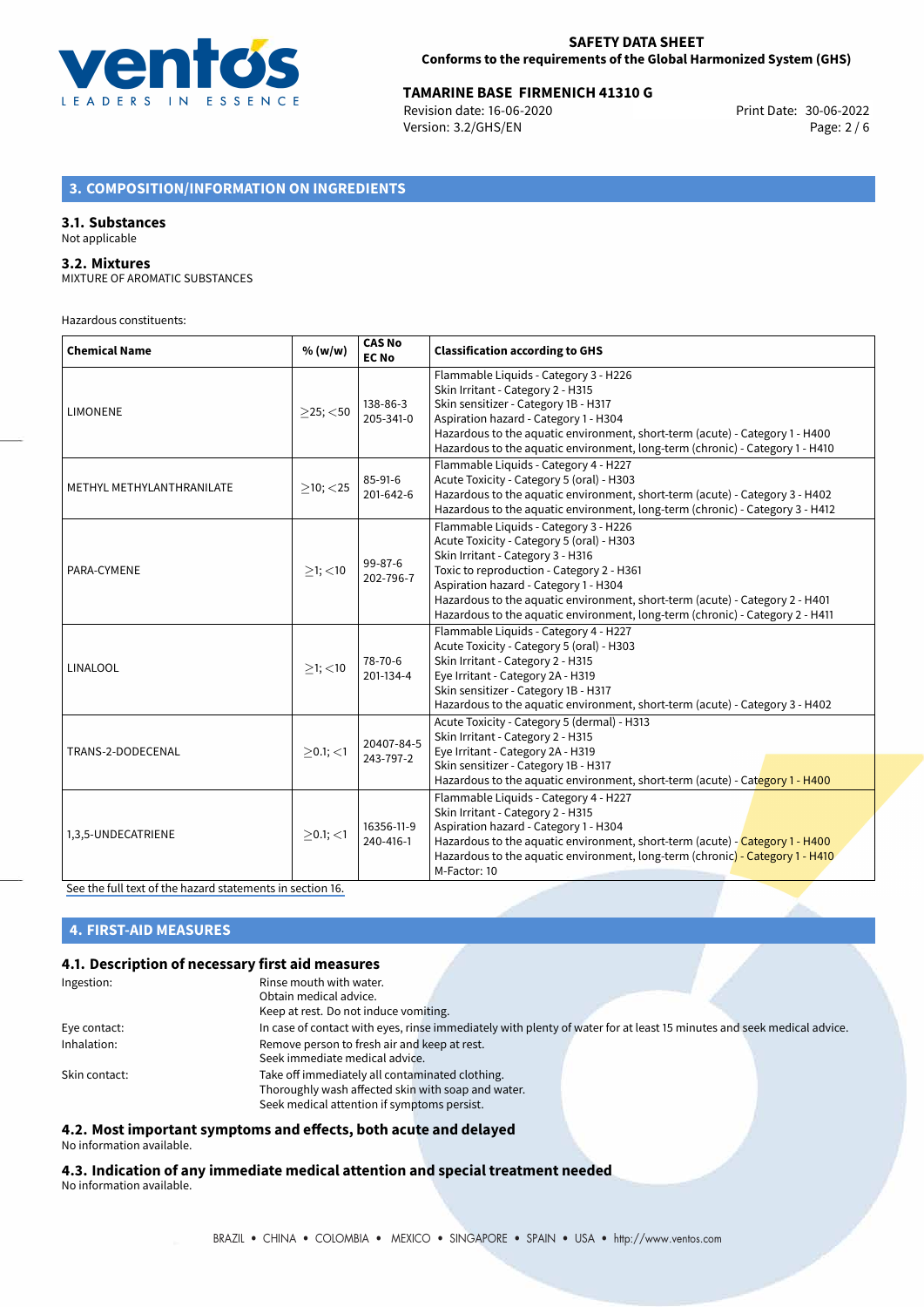## 3. COMPOSITION/INFORMATION ON INGREDIENTS

### 3.1. Substances

Not applicable

### 3.2. Mixtures

MIXTURE OF AROMATIC SUBSTANCES

Hazardous constituents:

| Chemical Name | % (w/w) | CAS No EC No | Classification according to GHS |
|---|---|---|---|
| LIMONENE | ≥25; <50 | 138-86-3 205-341-0 | Flammable Liquids - Category 3 - H226<br>Skin Irritant - Category 2 - H315<br>Skin sensitizer - Category 1B - H317<br>Aspiration hazard - Category 1 - H304<br>Hazardous to the aquatic environment, short-term (acute) - Category 1 - H400<br>Hazardous to the aquatic environment, long-term (chronic) - Category 1 - H410 |
| METHYL METHYLANTHRANILATE | ≥10; <25 | 85-91-6 201-642-6 | Flammable Liquids - Category 4 - H227<br>Acute Toxicity - Category 5 (oral) - H303<br>Hazardous to the aquatic environment, short-term (acute) - Category 3 - H402<br>Hazardous to the aquatic environment, long-term (chronic) - Category 3 - H412 |
| PARA-CYMENE | ≥1; <10 | 99-87-6 202-796-7 | Flammable Liquids - Category 3 - H226<br>Acute Toxicity - Category 5 (oral) - H303<br>Skin Irritant - Category 3 - H316<br>Toxic to reproduction - Category 2 - H361<br>Aspiration hazard - Category 1 - H304<br>Hazardous to the aquatic environment, short-term (acute) - Category 2 - H401<br>Hazardous to the aquatic environment, long-term (chronic) - Category 2 - H411 |
| LINALOOL | ≥1; <10 | 78-70-6 201-134-4 | Flammable Liquids - Category 4 - H227<br>Acute Toxicity - Category 5 (oral) - H303<br>Skin Irritant - Category 2 - H315<br>Eye Irritant - Category 2A - H319<br>Skin sensitizer - Category 1B - H317<br>Hazardous to the aquatic environment, short-term (acute) - Category 3 - H402 |
| TRANS-2-DODECENAL | ≥0.1; <1 | 20407-84-5 243-797-2 | Acute Toxicity - Category 5 (dermal) - H313<br>Skin Irritant - Category 2 - H315<br>Eye Irritant - Category 2A - H319<br>Skin sensitizer - Category 1B - H317<br>Hazardous to the aquatic environment, short-term (acute) - Category 1 - H400 |
| 1,3,5-UNDECATRIENE | ≥0.1; <1 | 16356-11-9 240-416-1 | Flammable Liquids - Category 4 - H227<br>Skin Irritant - Category 2 - H315<br>Aspiration hazard - Category 1 - H304<br>Hazardous to the aquatic environment, short-term (acute) - Category 1 - H400<br>Hazardous to the aquatic environment, long-term (chronic) - Category 1 - H410<br>M-Factor: 10 |

See the full text of the hazard statements in section 16.

## 4. FIRST-AID MEASURES

### 4.1. Description of necessary first aid measures

| | |
|---|---|
| Ingestion: | Rinse mouth with water.<br>Obtain medical advice.<br>Keep at rest. Do not induce vomiting. |
| Eye contact: | In case of contact with eyes, rinse immediately with plenty of water for at least 15 minutes and seek medical advice. |
| Inhalation: | Remove person to fresh air and keep at rest.<br>Seek immediate medical advice. |
| Skin contact: | Take off immediately all contaminated clothing.<br>Thoroughly wash affected skin with soap and water.<br>Seek medical attention if symptoms persist. |

### 4.2. Most important symptoms and effects, both acute and delayed

No information available.

### 4.3. Indication of any immediate medical attention and special treatment needed

No information available.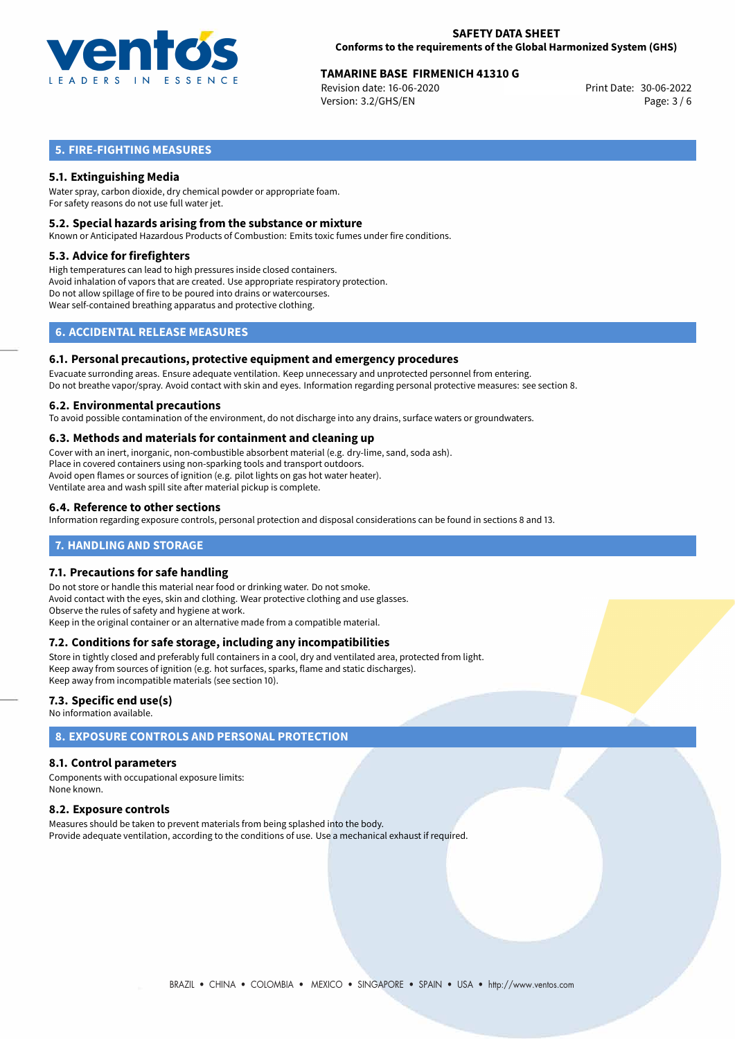## 5. FIRE-FIGHTING MEASURES

### 5.1. Extinguishing Media

Water spray, carbon dioxide, dry chemical powder or appropriate foam.
For safety reasons do not use full water jet.

### 5.2. Special hazards arising from the substance or mixture

Known or Anticipated Hazardous Products of Combustion: Emits toxic fumes under fire conditions.

### 5.3. Advice for firefighters

High temperatures can lead to high pressures inside closed containers.
Avoid inhalation of vapors that are created. Use appropriate respiratory protection.
Do not allow spillage of fire to be poured into drains or watercourses.
Wear self-contained breathing apparatus and protective clothing.

## 6. ACCIDENTAL RELEASE MEASURES

### 6.1. Personal precautions, protective equipment and emergency procedures

Evacuate surronding areas. Ensure adequate ventilation. Keep unnecessary and unprotected personnel from entering.
Do not breathe vapor/spray. Avoid contact with skin and eyes. Information regarding personal protective measures: see section 8.

### 6.2. Environmental precautions

To avoid possible contamination of the environment, do not discharge into any drains, surface waters or groundwaters.

### 6.3. Methods and materials for containment and cleaning up

Cover with an inert, inorganic, non-combustible absorbent material (e.g. dry-lime, sand, soda ash).
Place in covered containers using non-sparking tools and transport outdoors.
Avoid open flames or sources of ignition (e.g. pilot lights on gas hot water heater).
Ventilate area and wash spill site after material pickup is complete.

### 6.4. Reference to other sections

Information regarding exposure controls, personal protection and disposal considerations can be found in sections 8 and 13.

## 7. HANDLING AND STORAGE

### 7.1. Precautions for safe handling

Do not store or handle this material near food or drinking water. Do not smoke.
Avoid contact with the eyes, skin and clothing. Wear protective clothing and use glasses.
Observe the rules of safety and hygiene at work.
Keep in the original container or an alternative made from a compatible material.

### 7.2. Conditions for safe storage, including any incompatibilities

Store in tightly closed and preferably full containers in a cool, dry and ventilated area, protected from light.
Keep away from sources of ignition (e.g. hot surfaces, sparks, flame and static discharges).
Keep away from incompatible materials (see section 10).

### 7.3. Specific end use(s)

No information available.

## 8. EXPOSURE CONTROLS AND PERSONAL PROTECTION

### 8.1. Control parameters

Components with occupational exposure limits:
None known.

### 8.2. Exposure controls

Measures should be taken to prevent materials from being splashed into the body.
Provide adequate ventilation, according to the conditions of use. Use a mechanical exhaust if required.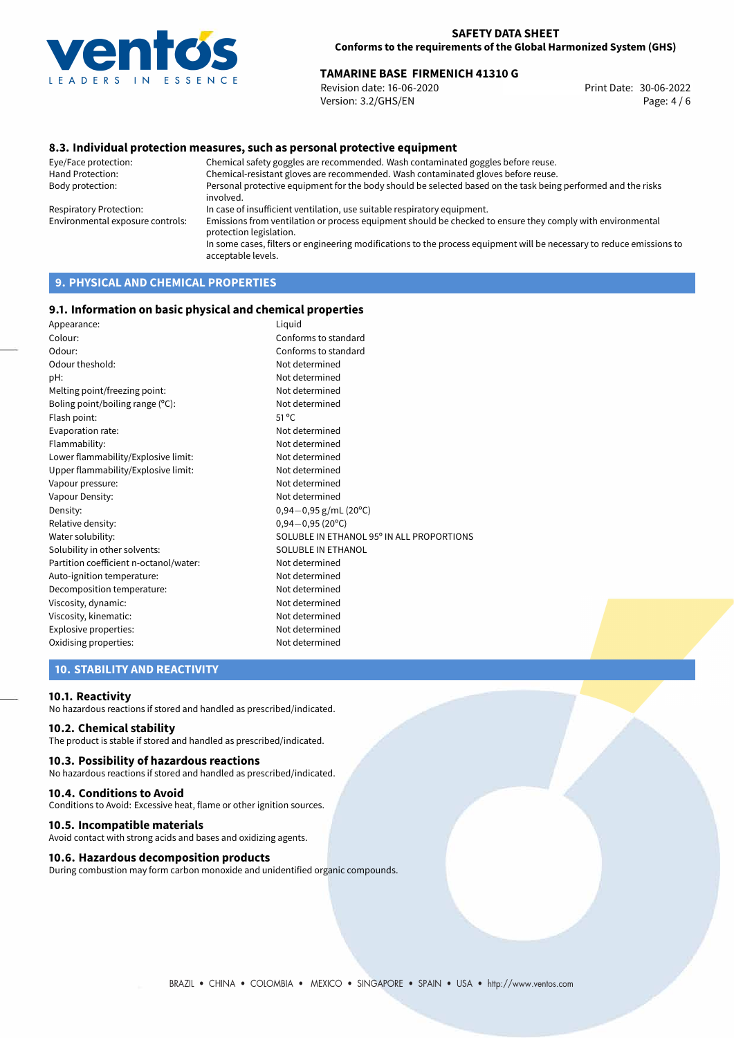## 8.3. Individual protection measures, such as personal protective equipment

| | |
|---|---|
| Eye/Face protection: | Chemical safety goggles are recommended. Wash contaminated goggles before reuse. |
| Hand Protection: | Chemical-resistant gloves are recommended. Wash contaminated gloves before reuse. |
| Body protection: | Personal protective equipment for the body should be selected based on the task being performed and the risks involved. |
| Respiratory Protection: | In case of insufficient ventilation, use suitable respiratory equipment. |
| Environmental exposure controls: | Emissions from ventilation or process equipment should be checked to ensure they comply with environmental protection legislation. In some cases, filters or engineering modifications to the process equipment will be necessary to reduce emissions to acceptable levels. |

# 9. PHYSICAL AND CHEMICAL PROPERTIES

## 9.1. Information on basic physical and chemical properties

| | |
|---|---|
| Appearance: | Liquid |
| Colour: | Conforms to standard |
| Odour: | Conforms to standard |
| Odour theshold: | Not determined |
| pH: | Not determined |
| Melting point/freezing point: | Not determined |
| Boling point/boiling range (°C): | Not determined |
| Flash point: | 51 °C |
| Evaporation rate: | Not determined |
| Flammability: | Not determined |
| Lower flammability/Explosive limit: | Not determined |
| Upper flammability/Explosive limit: | Not determined |
| Vapour pressure: | Not determined |
| Vapour Density: | Not determined |
| Density: | 0,94−0,95 g/mL (20°C) |
| Relative density: | 0,94−0,95 (20°C) |
| Water solubility: | SOLUBLE IN ETHANOL 95° IN ALL PROPORTIONS |
| Solubility in other solvents: | SOLUBLE IN ETHANOL |
| Partition coefficient n-octanol/water: | Not determined |
| Auto-ignition temperature: | Not determined |
| Decomposition temperature: | Not determined |
| Viscosity, dynamic: | Not determined |
| Viscosity, kinematic: | Not determined |
| Explosive properties: | Not determined |
| Oxidising properties: | Not determined |

# 10. STABILITY AND REACTIVITY

## 10.1. Reactivity

No hazardous reactions if stored and handled as prescribed/indicated.

## 10.2. Chemical stability

The product is stable if stored and handled as prescribed/indicated.

## 10.3. Possibility of hazardous reactions

No hazardous reactions if stored and handled as prescribed/indicated.

## 10.4. Conditions to Avoid

Conditions to Avoid: Excessive heat, flame or other ignition sources.

## 10.5. Incompatible materials

Avoid contact with strong acids and bases and oxidizing agents.

## 10.6. Hazardous decomposition products

During combustion may form carbon monoxide and unidentified organic compounds.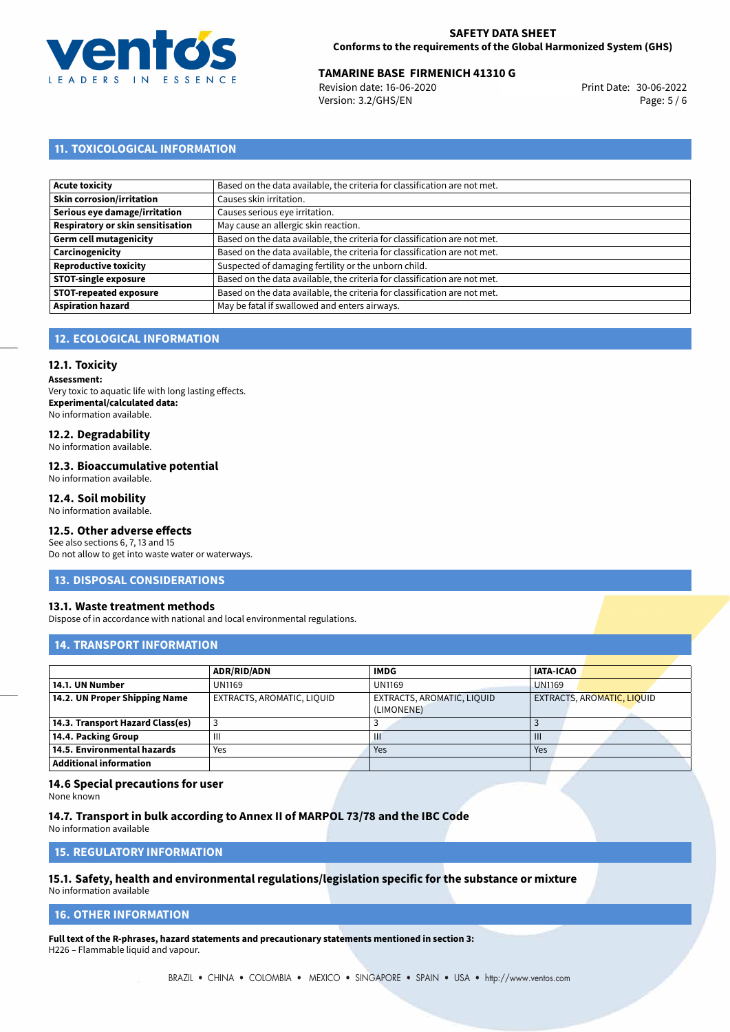## 11. TOXICOLOGICAL INFORMATION

| | |
|---|---|
| **Acute toxicity** | Based on the data available, the criteria for classification are not met. |
| **Skin corrosion/irritation** | Causes skin irritation. |
| **Serious eye damage/irritation** | Causes serious eye irritation. |
| **Respiratory or skin sensitisation** | May cause an allergic skin reaction. |
| **Germ cell mutagenicity** | Based on the data available, the criteria for classification are not met. |
| **Carcinogenicity** | Based on the data available, the criteria for classification are not met. |
| **Reproductive toxicity** | Suspected of damaging fertility or the unborn child. |
| **STOT-single exposure** | Based on the data available, the criteria for classification are not met. |
| **STOT-repeated exposure** | Based on the data available, the criteria for classification are not met. |
| **Aspiration hazard** | May be fatal if swallowed and enters airways. |

## 12. ECOLOGICAL INFORMATION

### 12.1. Toxicity

**Assessment:**
Very toxic to aquatic life with long lasting effects.
**Experimental/calculated data:**
No information available.

### 12.2. Degradability

No information available.

### 12.3. Bioaccumulative potential

No information available.

### 12.4. Soil mobility

No information available.

### 12.5. Other adverse effects

See also sections 6, 7, 13 and 15
Do not allow to get into waste water or waterways.

## 13. DISPOSAL CONSIDERATIONS

### 13.1. Waste treatment methods

Dispose of in accordance with national and local environmental regulations.

## 14. TRANSPORT INFORMATION

| | ADR/RID/ADN | IMDG | IATA-ICAO |
|---|---|---|---|
| **14.1. UN Number** | UN1169 | UN1169 | UN1169 |
| **14.2. UN Proper Shipping Name** | EXTRACTS, AROMATIC, LIQUID | EXTRACTS, AROMATIC, LIQUID (LIMONENE) | EXTRACTS, AROMATIC, LIQUID |
| **14.3. Transport Hazard Class(es)** | 3 | 3 | 3 |
| **14.4. Packing Group** | III | III | III |
| **14.5. Environmental hazards** | Yes | Yes | Yes |
| **Additional information** | | | |

### 14.6 Special precautions for user

None known

### 14.7. Transport in bulk according to Annex II of MARPOL 73/78 and the IBC Code

No information available

## 15. REGULATORY INFORMATION

### 15.1. Safety, health and environmental regulations/legislation specific for the substance or mixture

No information available

## 16. OTHER INFORMATION

**Full text of the R-phrases, hazard statements and precautionary statements mentioned in section 3:**
H226 – Flammable liquid and vapour.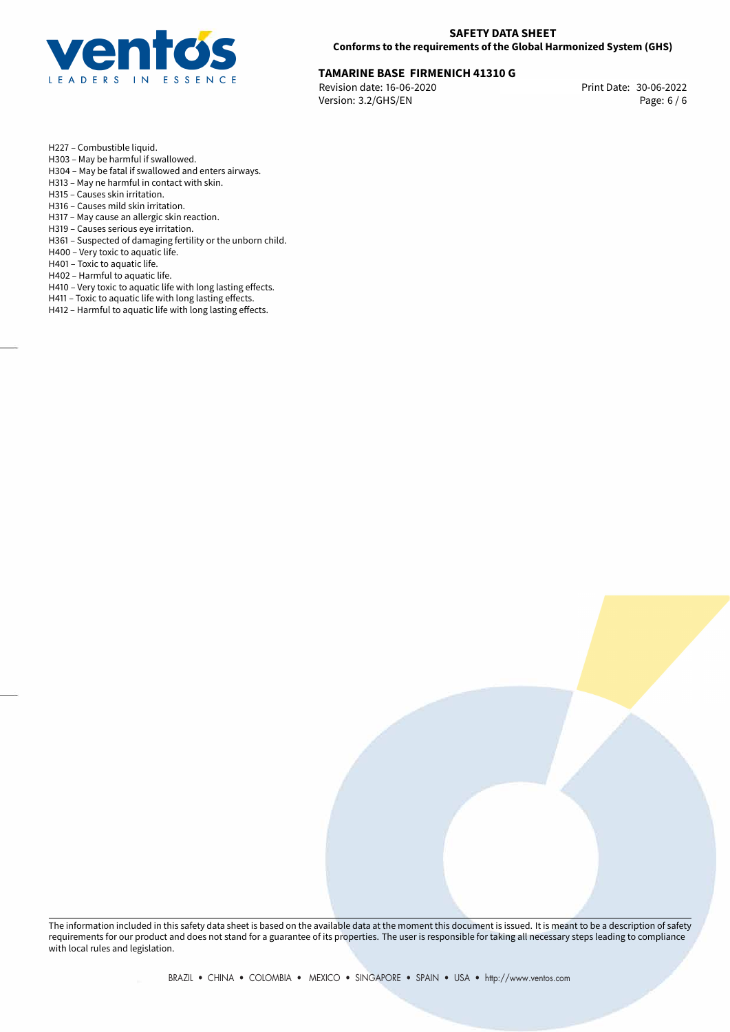H227 – Combustible liquid.
H303 – May be harmful if swallowed.
H304 – May be fatal if swallowed and enters airways.
H313 – May ne harmful in contact with skin.
H315 – Causes skin irritation.
H316 – Causes mild skin irritation.
H317 – May cause an allergic skin reaction.
H319 – Causes serious eye irritation.
H361 – Suspected of damaging fertility or the unborn child.
H400 – Very toxic to aquatic life.
H401 – Toxic to aquatic life.
H402 – Harmful to aquatic life.
H410 – Very toxic to aquatic life with long lasting effects.
H411 – Toxic to aquatic life with long lasting effects.
H412 – Harmful to aquatic life with long lasting effects.

The information included in this safety data sheet is based on the available data at the moment this document is issued. It is meant to be a description of safety requirements for our product and does not stand for a guarantee of its properties. The user is responsible for taking all necessary steps leading to compliance with local rules and legislation.